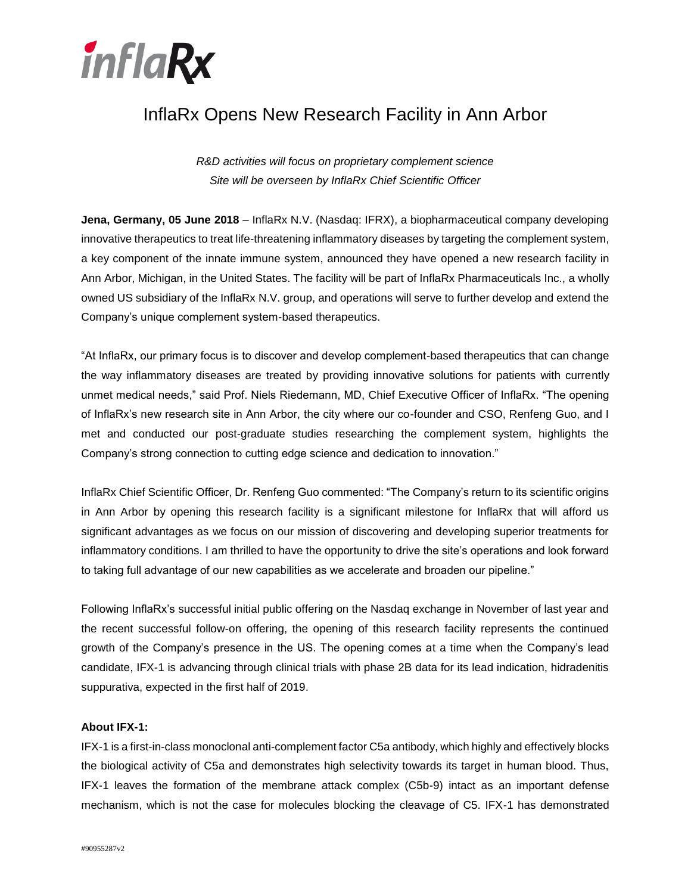# InflaRx Opens New Research Facility in Ann Arbor

*R&D activities will focus on proprietary complement science*
*Site will be overseen by InflaRx Chief Scientific Officer*

**Jena, Germany, 05 June 2018** – InflaRx N.V. (Nasdaq: IFRX), a biopharmaceutical company developing innovative therapeutics to treat life-threatening inflammatory diseases by targeting the complement system, a key component of the innate immune system, announced they have opened a new research facility in Ann Arbor, Michigan, in the United States. The facility will be part of InflaRx Pharmaceuticals Inc., a wholly owned US subsidiary of the InflaRx N.V. group, and operations will serve to further develop and extend the Company's unique complement system-based therapeutics.

"At InflaRx, our primary focus is to discover and develop complement-based therapeutics that can change the way inflammatory diseases are treated by providing innovative solutions for patients with currently unmet medical needs," said Prof. Niels Riedemann, MD, Chief Executive Officer of InflaRx. "The opening of InflaRx's new research site in Ann Arbor, the city where our co-founder and CSO, Renfeng Guo, and I met and conducted our post-graduate studies researching the complement system, highlights the Company's strong connection to cutting edge science and dedication to innovation."

InflaRx Chief Scientific Officer, Dr. Renfeng Guo commented: "The Company's return to its scientific origins in Ann Arbor by opening this research facility is a significant milestone for InflaRx that will afford us significant advantages as we focus on our mission of discovering and developing superior treatments for inflammatory conditions. I am thrilled to have the opportunity to drive the site's operations and look forward to taking full advantage of our new capabilities as we accelerate and broaden our pipeline."

Following InflaRx's successful initial public offering on the Nasdaq exchange in November of last year and the recent successful follow-on offering, the opening of this research facility represents the continued growth of the Company's presence in the US. The opening comes at a time when the Company's lead candidate, IFX-1 is advancing through clinical trials with phase 2B data for its lead indication, hidradenitis suppurativa, expected in the first half of 2019.

**About IFX-1:**

IFX-1 is a first-in-class monoclonal anti-complement factor C5a antibody, which highly and effectively blocks the biological activity of C5a and demonstrates high selectivity towards its target in human blood. Thus, IFX-1 leaves the formation of the membrane attack complex (C5b-9) intact as an important defense mechanism, which is not the case for molecules blocking the cleavage of C5. IFX-1 has demonstrated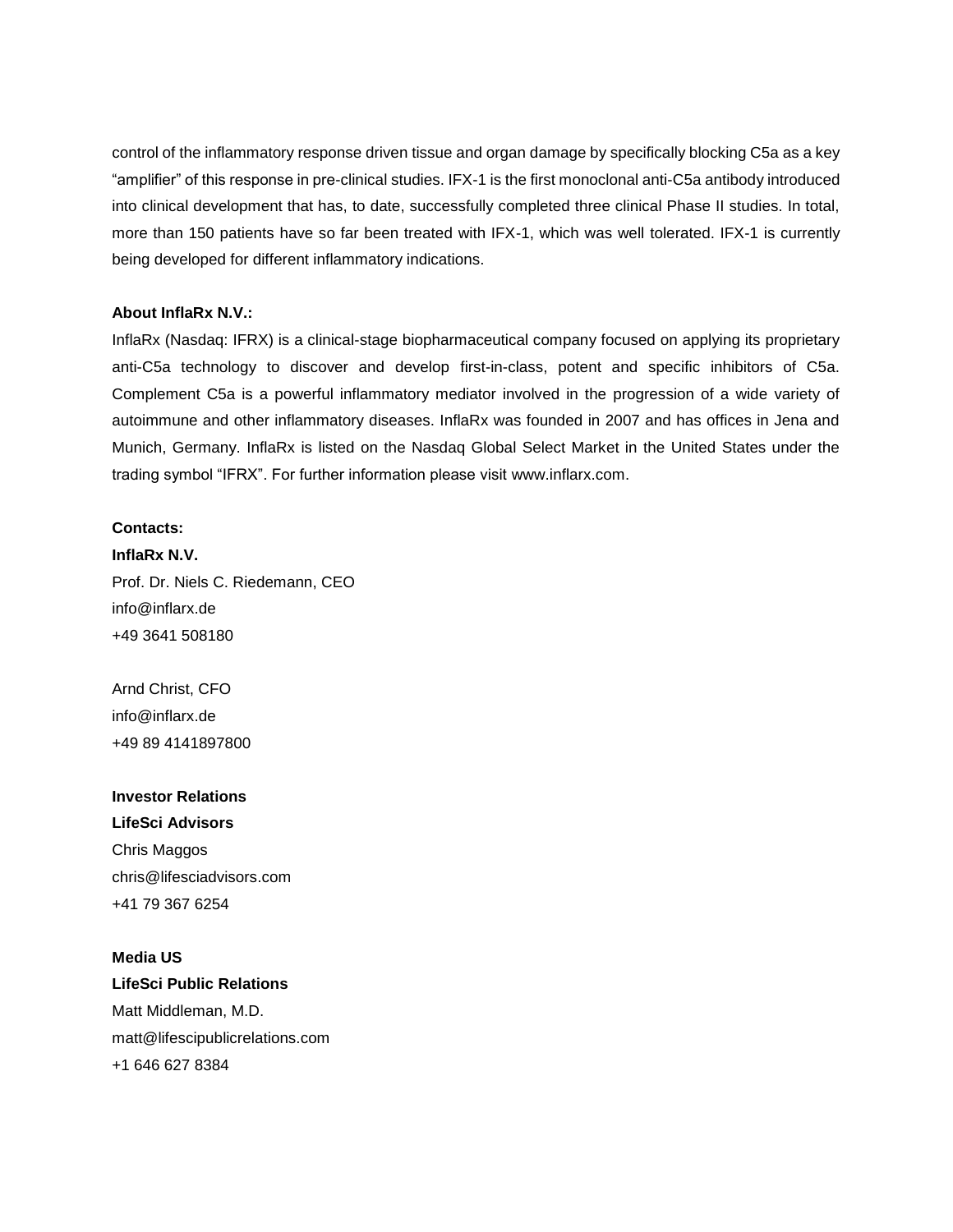control of the inflammatory response driven tissue and organ damage by specifically blocking C5a as a key "amplifier" of this response in pre-clinical studies. IFX-1 is the first monoclonal anti-C5a antibody introduced into clinical development that has, to date, successfully completed three clinical Phase II studies. In total, more than 150 patients have so far been treated with IFX-1, which was well tolerated. IFX-1 is currently being developed for different inflammatory indications.

**About InflaRx N.V.:**

InflaRx (Nasdaq: IFRX) is a clinical-stage biopharmaceutical company focused on applying its proprietary anti-C5a technology to discover and develop first-in-class, potent and specific inhibitors of C5a. Complement C5a is a powerful inflammatory mediator involved in the progression of a wide variety of autoimmune and other inflammatory diseases. InflaRx was founded in 2007 and has offices in Jena and Munich, Germany. InflaRx is listed on the Nasdaq Global Select Market in the United States under the trading symbol "IFRX". For further information please visit www.inflarx.com.

**Contacts:**

**InflaRx N.V.**

Prof. Dr. Niels C. Riedemann, CEO
info@inflarx.de
+49 3641 508180

Arnd Christ, CFO
info@inflarx.de
+49 89 4141897800

**Investor Relations**

**LifeSci Advisors**

Chris Maggos
chris@lifesciadvisors.com
+41 79 367 6254

**Media US**

**LifeSci Public Relations**

Matt Middleman, M.D.
matt@lifescipublicrelations.com
+1 646 627 8384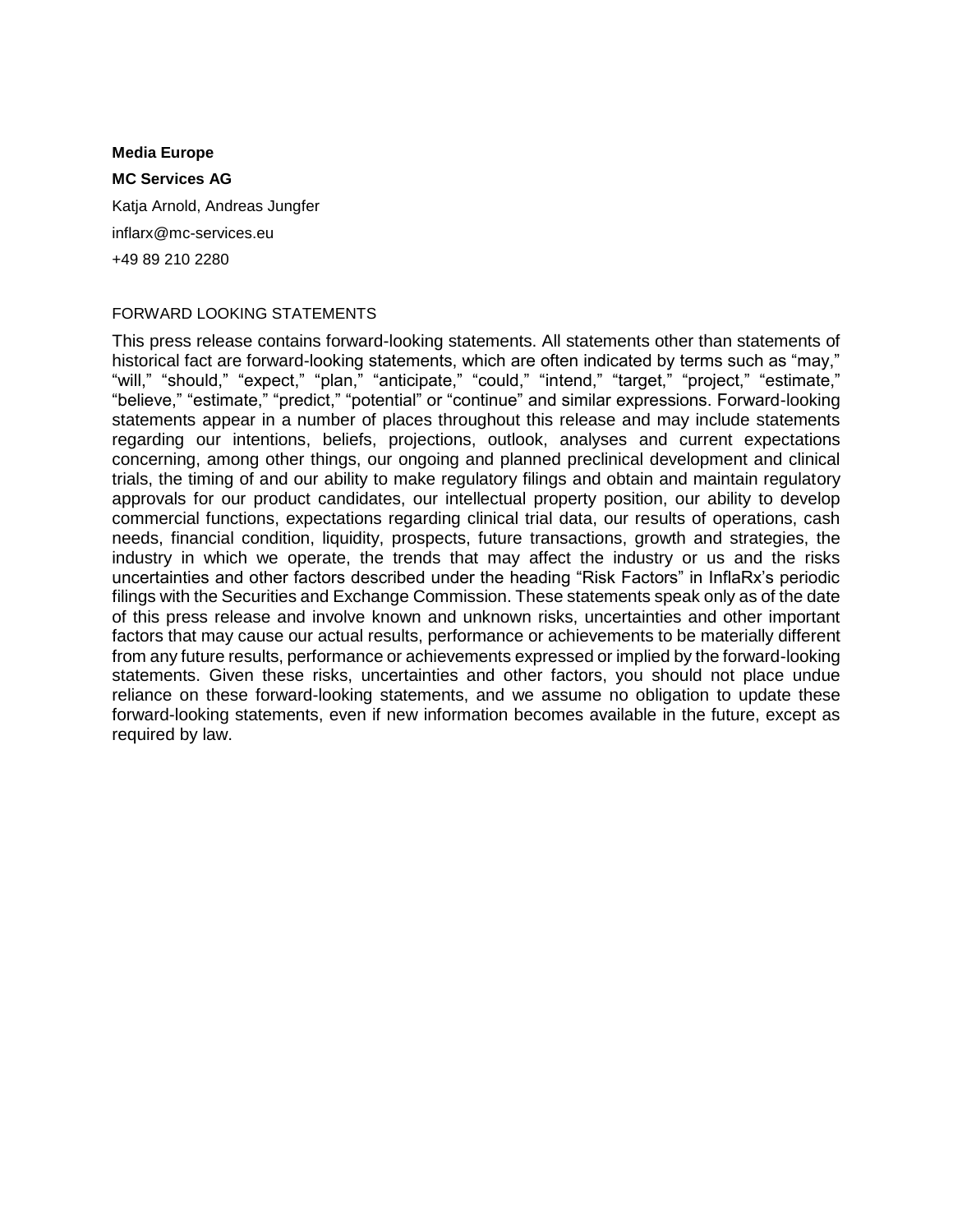**Media Europe**

**MC Services AG**

Katja Arnold, Andreas Jungfer

inflarx@mc-services.eu

+49 89 210 2280

FORWARD LOOKING STATEMENTS

This press release contains forward-looking statements. All statements other than statements of historical fact are forward-looking statements, which are often indicated by terms such as "may," "will," "should," "expect," "plan," "anticipate," "could," "intend," "target," "project," "estimate," "believe," "estimate," "predict," "potential" or "continue" and similar expressions. Forward-looking statements appear in a number of places throughout this release and may include statements regarding our intentions, beliefs, projections, outlook, analyses and current expectations concerning, among other things, our ongoing and planned preclinical development and clinical trials, the timing of and our ability to make regulatory filings and obtain and maintain regulatory approvals for our product candidates, our intellectual property position, our ability to develop commercial functions, expectations regarding clinical trial data, our results of operations, cash needs, financial condition, liquidity, prospects, future transactions, growth and strategies, the industry in which we operate, the trends that may affect the industry or us and the risks uncertainties and other factors described under the heading "Risk Factors" in InflaRx's periodic filings with the Securities and Exchange Commission. These statements speak only as of the date of this press release and involve known and unknown risks, uncertainties and other important factors that may cause our actual results, performance or achievements to be materially different from any future results, performance or achievements expressed or implied by the forward-looking statements. Given these risks, uncertainties and other factors, you should not place undue reliance on these forward-looking statements, and we assume no obligation to update these forward-looking statements, even if new information becomes available in the future, except as required by law.